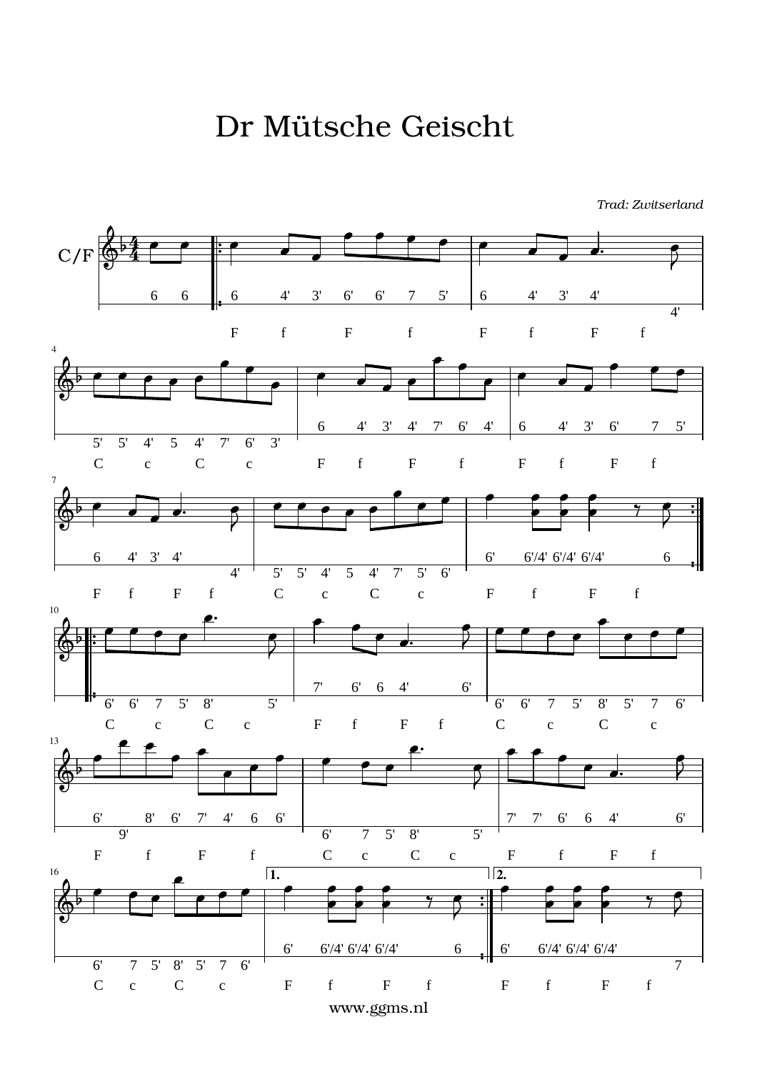# Dr Mütsche Geischt

*Trad: Zwitserland*

C/F

www.ggms.nl